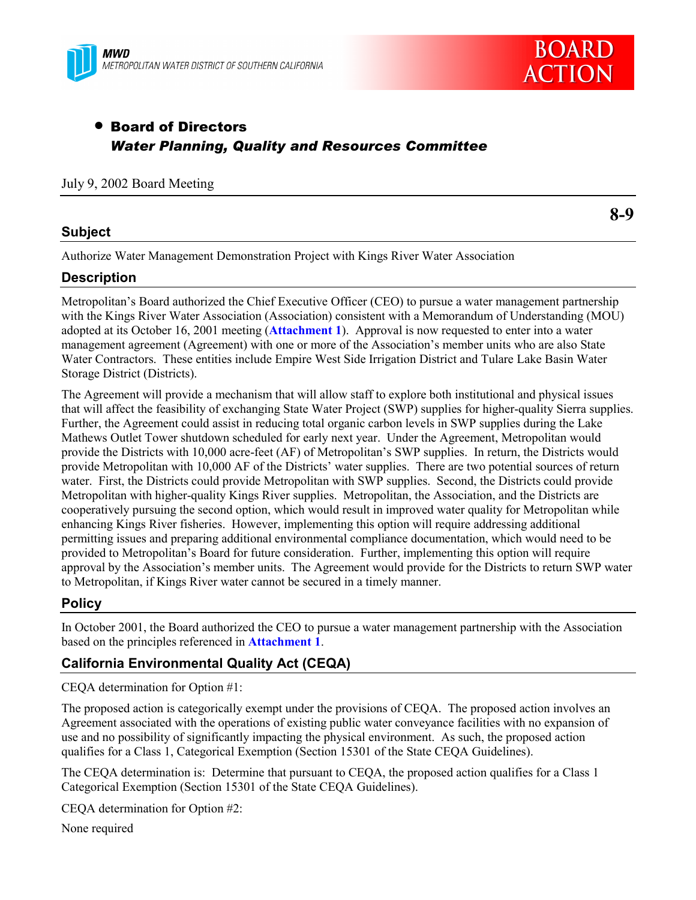MWD
METROPOLITAN WATER DISTRICT OF SOUTHERN CALIFORNIA

BOARD ACTION

- **Board of Directors**
  ***Water Planning, Quality and Resources Committee***

July 9, 2002 Board Meeting

**8-9**

## Subject

Authorize Water Management Demonstration Project with Kings River Water Association

## Description

Metropolitan's Board authorized the Chief Executive Officer (CEO) to pursue a water management partnership with the Kings River Water Association (Association) consistent with a Memorandum of Understanding (MOU) adopted at its October 16, 2001 meeting (**Attachment 1**). Approval is now requested to enter into a water management agreement (Agreement) with one or more of the Association's member units who are also State Water Contractors. These entities include Empire West Side Irrigation District and Tulare Lake Basin Water Storage District (Districts).

The Agreement will provide a mechanism that will allow staff to explore both institutional and physical issues that will affect the feasibility of exchanging State Water Project (SWP) supplies for higher-quality Sierra supplies. Further, the Agreement could assist in reducing total organic carbon levels in SWP supplies during the Lake Mathews Outlet Tower shutdown scheduled for early next year. Under the Agreement, Metropolitan would provide the Districts with 10,000 acre-feet (AF) of Metropolitan's SWP supplies. In return, the Districts would provide Metropolitan with 10,000 AF of the Districts' water supplies. There are two potential sources of return water. First, the Districts could provide Metropolitan with SWP supplies. Second, the Districts could provide Metropolitan with higher-quality Kings River supplies. Metropolitan, the Association, and the Districts are cooperatively pursuing the second option, which would result in improved water quality for Metropolitan while enhancing Kings River fisheries. However, implementing this option will require addressing additional permitting issues and preparing additional environmental compliance documentation, which would need to be provided to Metropolitan's Board for future consideration. Further, implementing this option will require approval by the Association's member units. The Agreement would provide for the Districts to return SWP water to Metropolitan, if Kings River water cannot be secured in a timely manner.

## Policy

In October 2001, the Board authorized the CEO to pursue a water management partnership with the Association based on the principles referenced in **Attachment 1**.

## California Environmental Quality Act (CEQA)

CEQA determination for Option #1:

The proposed action is categorically exempt under the provisions of CEQA. The proposed action involves an Agreement associated with the operations of existing public water conveyance facilities with no expansion of use and no possibility of significantly impacting the physical environment. As such, the proposed action qualifies for a Class 1, Categorical Exemption (Section 15301 of the State CEQA Guidelines).

The CEQA determination is: Determine that pursuant to CEQA, the proposed action qualifies for a Class 1 Categorical Exemption (Section 15301 of the State CEQA Guidelines).

CEQA determination for Option #2:

None required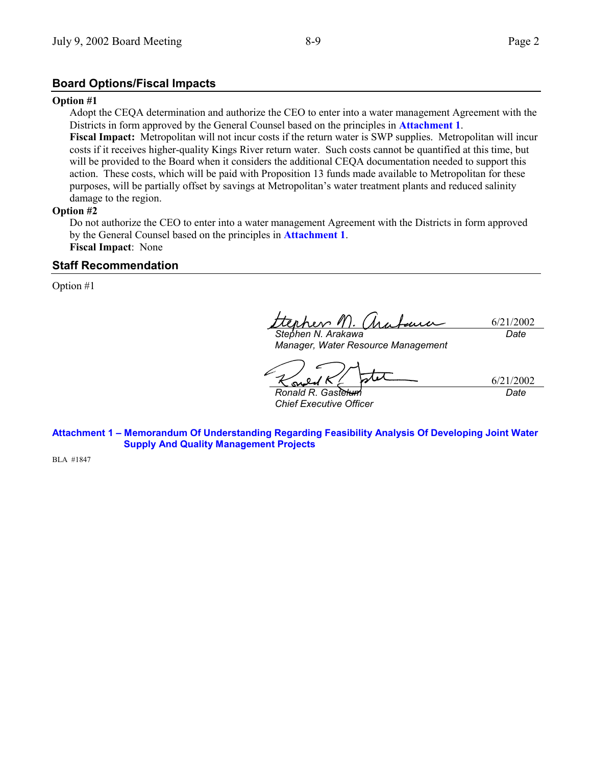## Board Options/Fiscal Impacts

**Option #1**

Adopt the CEQA determination and authorize the CEO to enter into a water management Agreement with the Districts in form approved by the General Counsel based on the principles in **Attachment 1**.

**Fiscal Impact:** Metropolitan will not incur costs if the return water is SWP supplies. Metropolitan will incur costs if it receives higher-quality Kings River return water. Such costs cannot be quantified at this time, but will be provided to the Board when it considers the additional CEQA documentation needed to support this action. These costs, which will be paid with Proposition 13 funds made available to Metropolitan for these purposes, will be partially offset by savings at Metropolitan's water treatment plants and reduced salinity damage to the region.

**Option #2**

Do not authorize the CEO to enter into a water management Agreement with the Districts in form approved by the General Counsel based on the principles in **Attachment 1**.

**Fiscal Impact**: None

## Staff Recommendation

Option #1

| | |
|---|---|
| *Stephen N. Arakawa* | 6/21/2002 |
| *Manager, Water Resource Management* | *Date* |

| | |
|---|---|
| *Ronald R. Gastelum* | 6/21/2002 |
| *Chief Executive Officer* | *Date* |

**Attachment 1 – Memorandum Of Understanding Regarding Feasibility Analysis Of Developing Joint Water Supply And Quality Management Projects**

BLA #1847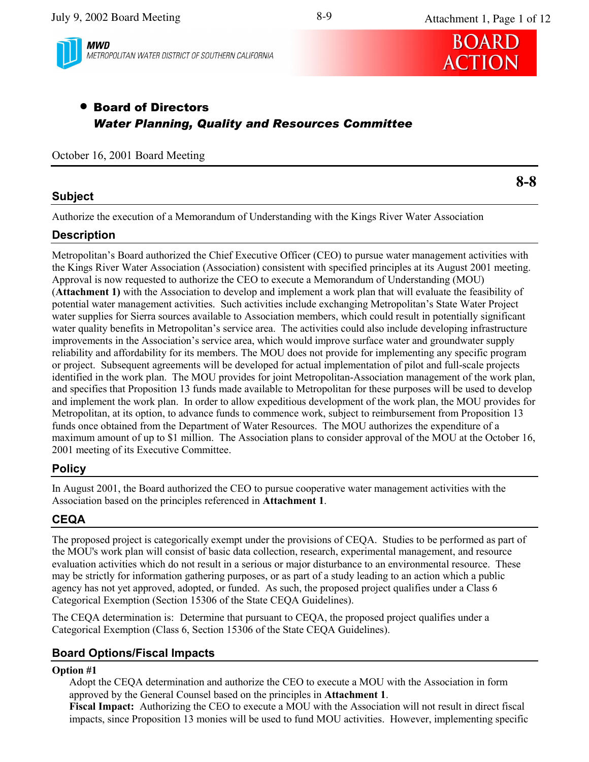**BOARD ACTION**

- **Board of Directors**
  ***Water Planning, Quality and Resources Committee***

October 16, 2001 Board Meeting

**8-8**

## Subject

Authorize the execution of a Memorandum of Understanding with the Kings River Water Association

## Description

Metropolitan's Board authorized the Chief Executive Officer (CEO) to pursue water management activities with the Kings River Water Association (Association) consistent with specified principles at its August 2001 meeting. Approval is now requested to authorize the CEO to execute a Memorandum of Understanding (MOU) (**Attachment 1)** with the Association to develop and implement a work plan that will evaluate the feasibility of potential water management activities. Such activities include exchanging Metropolitan's State Water Project water supplies for Sierra sources available to Association members, which could result in potentially significant water quality benefits in Metropolitan's service area. The activities could also include developing infrastructure improvements in the Association's service area, which would improve surface water and groundwater supply reliability and affordability for its members. The MOU does not provide for implementing any specific program or project. Subsequent agreements will be developed for actual implementation of pilot and full-scale projects identified in the work plan. The MOU provides for joint Metropolitan-Association management of the work plan, and specifies that Proposition 13 funds made available to Metropolitan for these purposes will be used to develop and implement the work plan. In order to allow expeditious development of the work plan, the MOU provides for Metropolitan, at its option, to advance funds to commence work, subject to reimbursement from Proposition 13 funds once obtained from the Department of Water Resources. The MOU authorizes the expenditure of a maximum amount of up to $1 million. The Association plans to consider approval of the MOU at the October 16, 2001 meeting of its Executive Committee.

## Policy

In August 2001, the Board authorized the CEO to pursue cooperative water management activities with the Association based on the principles referenced in **Attachment 1**.

## CEQA

The proposed project is categorically exempt under the provisions of CEQA. Studies to be performed as part of the MOU's work plan will consist of basic data collection, research, experimental management, and resource evaluation activities which do not result in a serious or major disturbance to an environmental resource. These may be strictly for information gathering purposes, or as part of a study leading to an action which a public agency has not yet approved, adopted, or funded. As such, the proposed project qualifies under a Class 6 Categorical Exemption (Section 15306 of the State CEQA Guidelines).

The CEQA determination is: Determine that pursuant to CEQA, the proposed project qualifies under a Categorical Exemption (Class 6, Section 15306 of the State CEQA Guidelines).

## Board Options/Fiscal Impacts

**Option #1**

Adopt the CEQA determination and authorize the CEO to execute a MOU with the Association in form approved by the General Counsel based on the principles in **Attachment 1**.

**Fiscal Impact:** Authorizing the CEO to execute a MOU with the Association will not result in direct fiscal impacts, since Proposition 13 monies will be used to fund MOU activities. However, implementing specific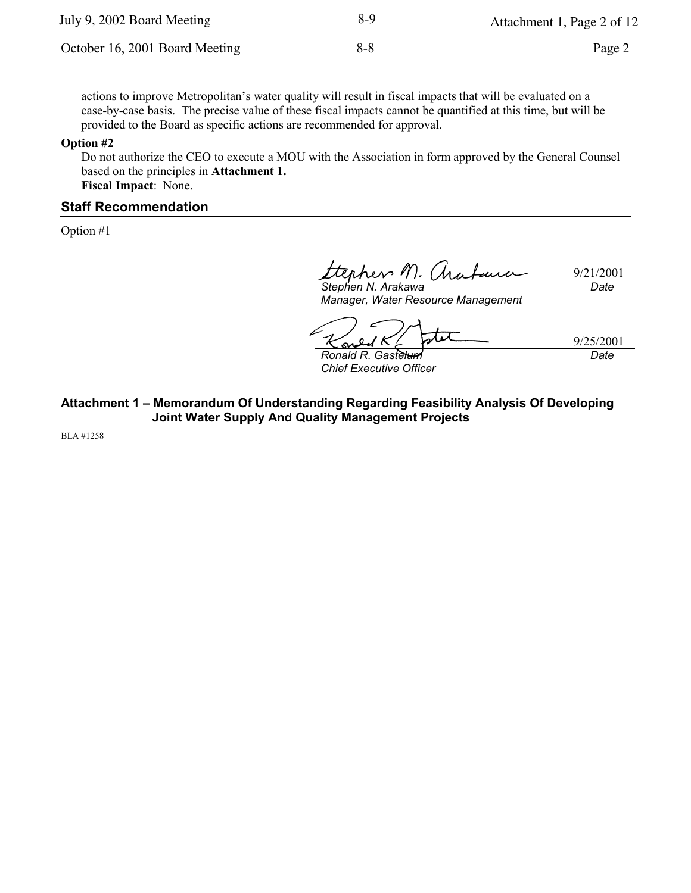actions to improve Metropolitan's water quality will result in fiscal impacts that will be evaluated on a case-by-case basis. The precise value of these fiscal impacts cannot be quantified at this time, but will be provided to the Board as specific actions are recommended for approval.

**Option #2**

Do not authorize the CEO to execute a MOU with the Association in form approved by the General Counsel based on the principles in **Attachment 1.**

**Fiscal Impact**: None.

## Staff Recommendation

Option #1

9/21/2001

*Stephen N. Arakawa* — *Date*
*Manager, Water Resource Management*

9/25/2001

*Ronald R. Gastelum* — *Date*
*Chief Executive Officer*

**Attachment 1 – Memorandum Of Understanding Regarding Feasibility Analysis Of Developing Joint Water Supply And Quality Management Projects**

BLA #1258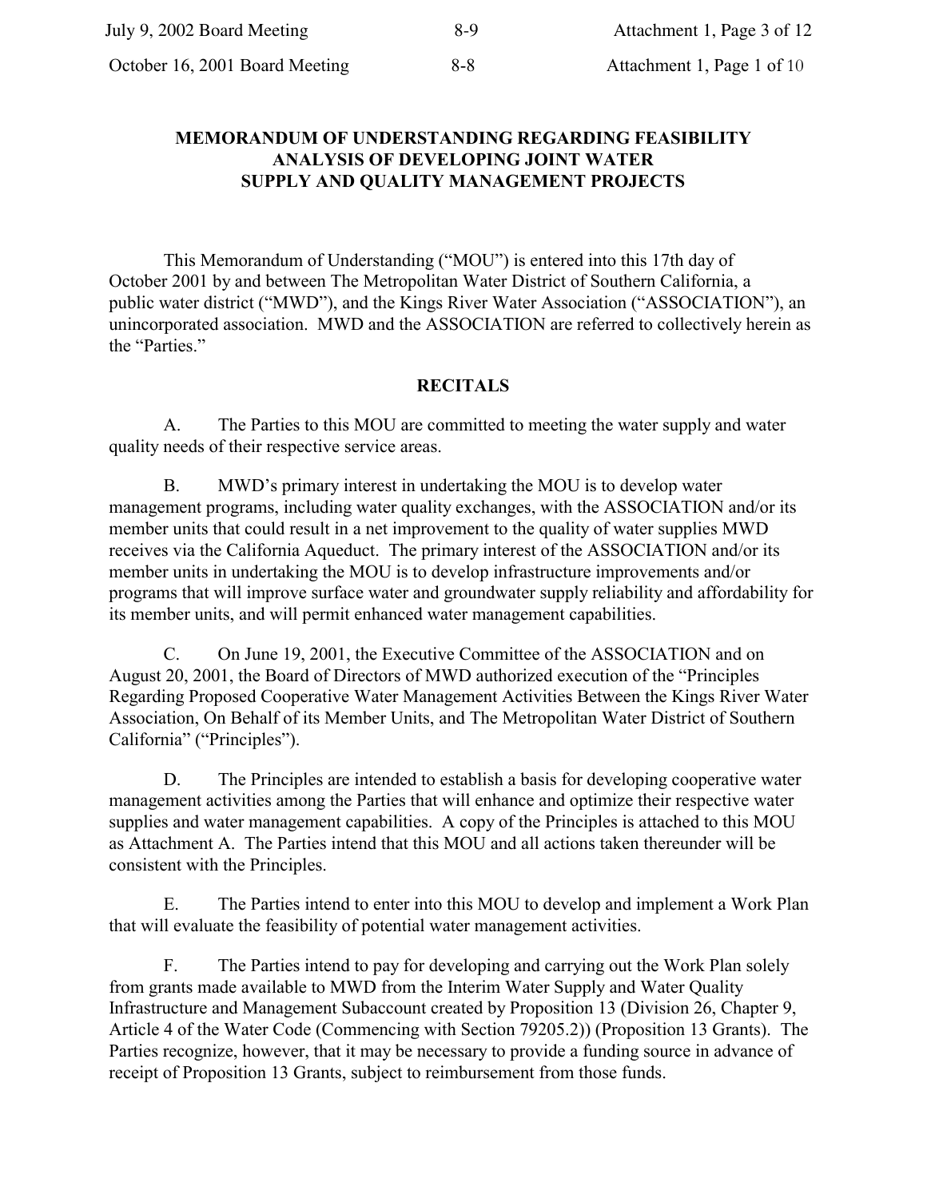# MEMORANDUM OF UNDERSTANDING REGARDING FEASIBILITY ANALYSIS OF DEVELOPING JOINT WATER SUPPLY AND QUALITY MANAGEMENT PROJECTS

This Memorandum of Understanding ("MOU") is entered into this 17th day of October 2001 by and between The Metropolitan Water District of Southern California, a public water district ("MWD"), and the Kings River Water Association ("ASSOCIATION"), an unincorporated association. MWD and the ASSOCIATION are referred to collectively herein as the "Parties."

## RECITALS

A. The Parties to this MOU are committed to meeting the water supply and water quality needs of their respective service areas.

B. MWD's primary interest in undertaking the MOU is to develop water management programs, including water quality exchanges, with the ASSOCIATION and/or its member units that could result in a net improvement to the quality of water supplies MWD receives via the California Aqueduct. The primary interest of the ASSOCIATION and/or its member units in undertaking the MOU is to develop infrastructure improvements and/or programs that will improve surface water and groundwater supply reliability and affordability for its member units, and will permit enhanced water management capabilities.

C. On June 19, 2001, the Executive Committee of the ASSOCIATION and on August 20, 2001, the Board of Directors of MWD authorized execution of the "Principles Regarding Proposed Cooperative Water Management Activities Between the Kings River Water Association, On Behalf of its Member Units, and The Metropolitan Water District of Southern California" ("Principles").

D. The Principles are intended to establish a basis for developing cooperative water management activities among the Parties that will enhance and optimize their respective water supplies and water management capabilities. A copy of the Principles is attached to this MOU as Attachment A. The Parties intend that this MOU and all actions taken thereunder will be consistent with the Principles.

E. The Parties intend to enter into this MOU to develop and implement a Work Plan that will evaluate the feasibility of potential water management activities.

F. The Parties intend to pay for developing and carrying out the Work Plan solely from grants made available to MWD from the Interim Water Supply and Water Quality Infrastructure and Management Subaccount created by Proposition 13 (Division 26, Chapter 9, Article 4 of the Water Code (Commencing with Section 79205.2)) (Proposition 13 Grants). The Parties recognize, however, that it may be necessary to provide a funding source in advance of receipt of Proposition 13 Grants, subject to reimbursement from those funds.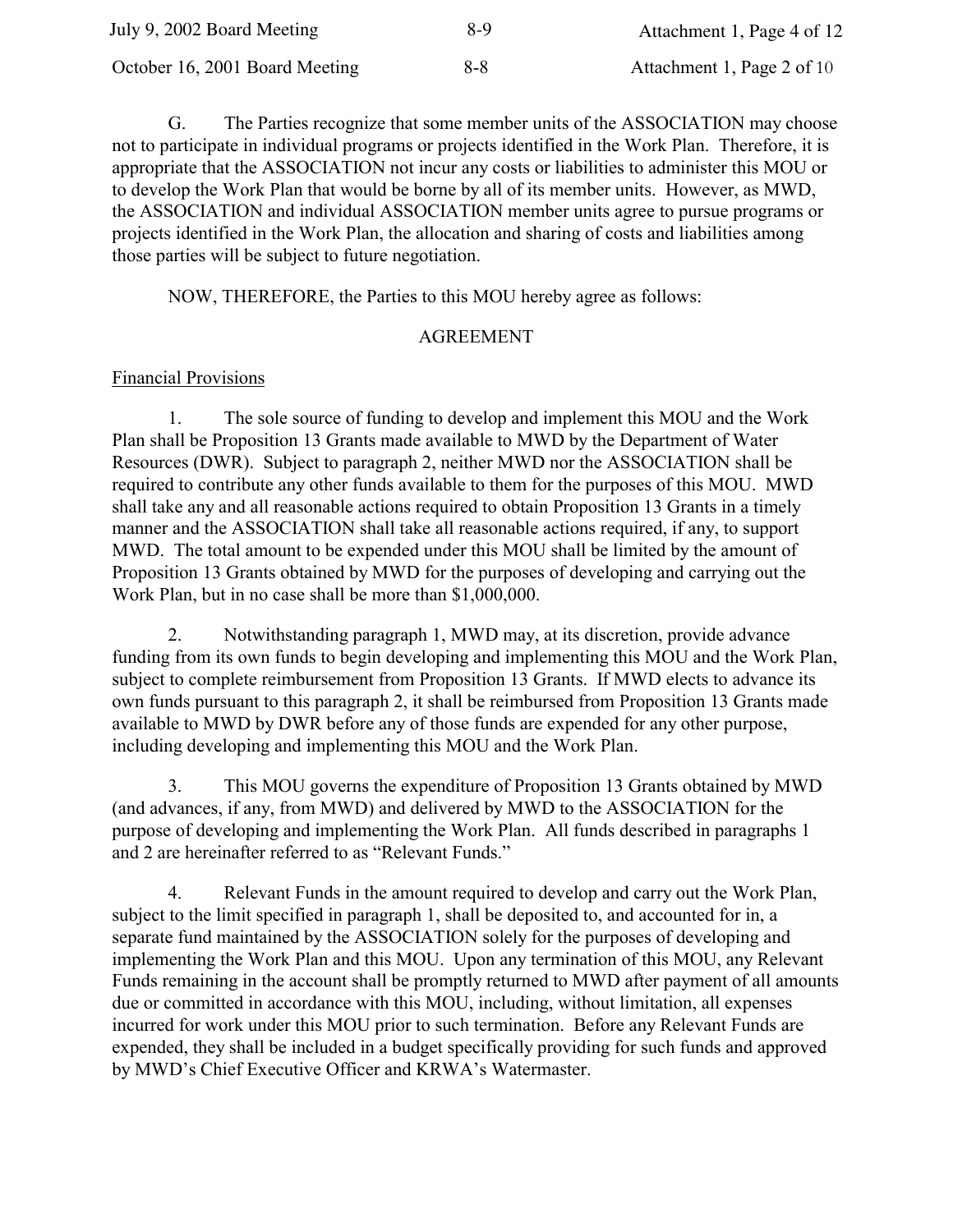G. The Parties recognize that some member units of the ASSOCIATION may choose not to participate in individual programs or projects identified in the Work Plan. Therefore, it is appropriate that the ASSOCIATION not incur any costs or liabilities to administer this MOU or to develop the Work Plan that would be borne by all of its member units. However, as MWD, the ASSOCIATION and individual ASSOCIATION member units agree to pursue programs or projects identified in the Work Plan, the allocation and sharing of costs and liabilities among those parties will be subject to future negotiation.

NOW, THEREFORE, the Parties to this MOU hereby agree as follows:

AGREEMENT

Financial Provisions

1. The sole source of funding to develop and implement this MOU and the Work Plan shall be Proposition 13 Grants made available to MWD by the Department of Water Resources (DWR). Subject to paragraph 2, neither MWD nor the ASSOCIATION shall be required to contribute any other funds available to them for the purposes of this MOU. MWD shall take any and all reasonable actions required to obtain Proposition 13 Grants in a timely manner and the ASSOCIATION shall take all reasonable actions required, if any, to support MWD. The total amount to be expended under this MOU shall be limited by the amount of Proposition 13 Grants obtained by MWD for the purposes of developing and carrying out the Work Plan, but in no case shall be more than $1,000,000.

2. Notwithstanding paragraph 1, MWD may, at its discretion, provide advance funding from its own funds to begin developing and implementing this MOU and the Work Plan, subject to complete reimbursement from Proposition 13 Grants. If MWD elects to advance its own funds pursuant to this paragraph 2, it shall be reimbursed from Proposition 13 Grants made available to MWD by DWR before any of those funds are expended for any other purpose, including developing and implementing this MOU and the Work Plan.

3. This MOU governs the expenditure of Proposition 13 Grants obtained by MWD (and advances, if any, from MWD) and delivered by MWD to the ASSOCIATION for the purpose of developing and implementing the Work Plan. All funds described in paragraphs 1 and 2 are hereinafter referred to as "Relevant Funds."

4. Relevant Funds in the amount required to develop and carry out the Work Plan, subject to the limit specified in paragraph 1, shall be deposited to, and accounted for in, a separate fund maintained by the ASSOCIATION solely for the purposes of developing and implementing the Work Plan and this MOU. Upon any termination of this MOU, any Relevant Funds remaining in the account shall be promptly returned to MWD after payment of all amounts due or committed in accordance with this MOU, including, without limitation, all expenses incurred for work under this MOU prior to such termination. Before any Relevant Funds are expended, they shall be included in a budget specifically providing for such funds and approved by MWD's Chief Executive Officer and KRWA's Watermaster.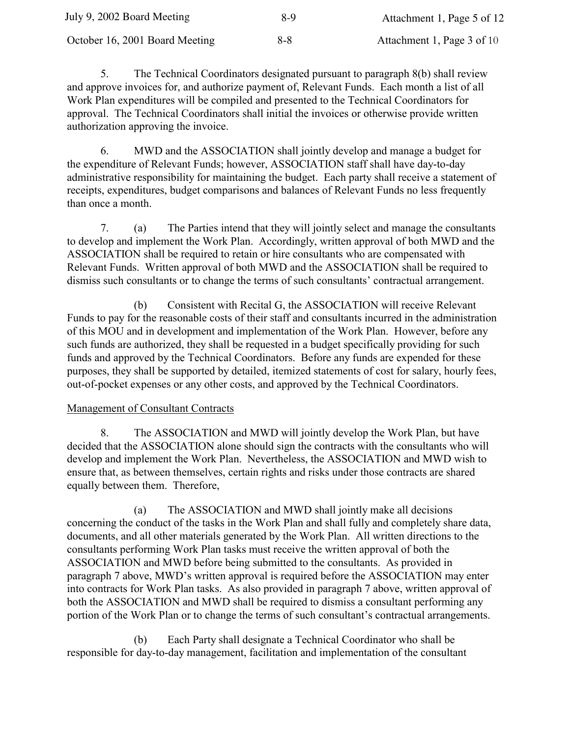5. The Technical Coordinators designated pursuant to paragraph 8(b) shall review and approve invoices for, and authorize payment of, Relevant Funds. Each month a list of all Work Plan expenditures will be compiled and presented to the Technical Coordinators for approval. The Technical Coordinators shall initial the invoices or otherwise provide written authorization approving the invoice.

6. MWD and the ASSOCIATION shall jointly develop and manage a budget for the expenditure of Relevant Funds; however, ASSOCIATION staff shall have day-to-day administrative responsibility for maintaining the budget. Each party shall receive a statement of receipts, expenditures, budget comparisons and balances of Relevant Funds no less frequently than once a month.

7. (a) The Parties intend that they will jointly select and manage the consultants to develop and implement the Work Plan. Accordingly, written approval of both MWD and the ASSOCIATION shall be required to retain or hire consultants who are compensated with Relevant Funds. Written approval of both MWD and the ASSOCIATION shall be required to dismiss such consultants or to change the terms of such consultants' contractual arrangement.

(b) Consistent with Recital G, the ASSOCIATION will receive Relevant Funds to pay for the reasonable costs of their staff and consultants incurred in the administration of this MOU and in development and implementation of the Work Plan. However, before any such funds are authorized, they shall be requested in a budget specifically providing for such funds and approved by the Technical Coordinators. Before any funds are expended for these purposes, they shall be supported by detailed, itemized statements of cost for salary, hourly fees, out-of-pocket expenses or any other costs, and approved by the Technical Coordinators.

Management of Consultant Contracts

8. The ASSOCIATION and MWD will jointly develop the Work Plan, but have decided that the ASSOCIATION alone should sign the contracts with the consultants who will develop and implement the Work Plan. Nevertheless, the ASSOCIATION and MWD wish to ensure that, as between themselves, certain rights and risks under those contracts are shared equally between them. Therefore,

(a) The ASSOCIATION and MWD shall jointly make all decisions concerning the conduct of the tasks in the Work Plan and shall fully and completely share data, documents, and all other materials generated by the Work Plan. All written directions to the consultants performing Work Plan tasks must receive the written approval of both the ASSOCIATION and MWD before being submitted to the consultants. As provided in paragraph 7 above, MWD's written approval is required before the ASSOCIATION may enter into contracts for Work Plan tasks. As also provided in paragraph 7 above, written approval of both the ASSOCIATION and MWD shall be required to dismiss a consultant performing any portion of the Work Plan or to change the terms of such consultant's contractual arrangements.

(b) Each Party shall designate a Technical Coordinator who shall be responsible for day-to-day management, facilitation and implementation of the consultant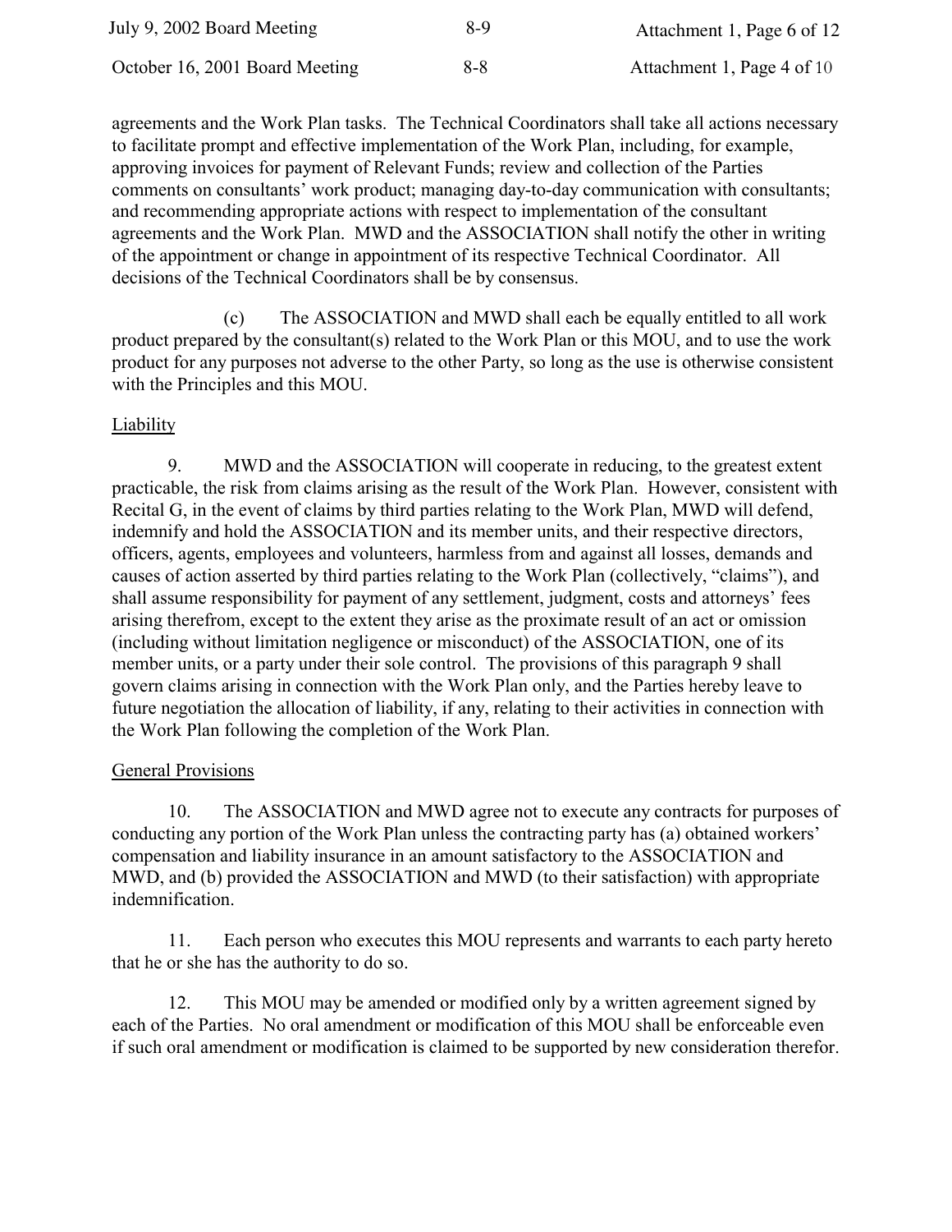agreements and the Work Plan tasks. The Technical Coordinators shall take all actions necessary to facilitate prompt and effective implementation of the Work Plan, including, for example, approving invoices for payment of Relevant Funds; review and collection of the Parties comments on consultants' work product; managing day-to-day communication with consultants; and recommending appropriate actions with respect to implementation of the consultant agreements and the Work Plan. MWD and the ASSOCIATION shall notify the other in writing of the appointment or change in appointment of its respective Technical Coordinator. All decisions of the Technical Coordinators shall be by consensus.

(c) The ASSOCIATION and MWD shall each be equally entitled to all work product prepared by the consultant(s) related to the Work Plan or this MOU, and to use the work product for any purposes not adverse to the other Party, so long as the use is otherwise consistent with the Principles and this MOU.

Liability

9. MWD and the ASSOCIATION will cooperate in reducing, to the greatest extent practicable, the risk from claims arising as the result of the Work Plan. However, consistent with Recital G, in the event of claims by third parties relating to the Work Plan, MWD will defend, indemnify and hold the ASSOCIATION and its member units, and their respective directors, officers, agents, employees and volunteers, harmless from and against all losses, demands and causes of action asserted by third parties relating to the Work Plan (collectively, "claims"), and shall assume responsibility for payment of any settlement, judgment, costs and attorneys' fees arising therefrom, except to the extent they arise as the proximate result of an act or omission (including without limitation negligence or misconduct) of the ASSOCIATION, one of its member units, or a party under their sole control. The provisions of this paragraph 9 shall govern claims arising in connection with the Work Plan only, and the Parties hereby leave to future negotiation the allocation of liability, if any, relating to their activities in connection with the Work Plan following the completion of the Work Plan.

General Provisions

10. The ASSOCIATION and MWD agree not to execute any contracts for purposes of conducting any portion of the Work Plan unless the contracting party has (a) obtained workers' compensation and liability insurance in an amount satisfactory to the ASSOCIATION and MWD, and (b) provided the ASSOCIATION and MWD (to their satisfaction) with appropriate indemnification.

11. Each person who executes this MOU represents and warrants to each party hereto that he or she has the authority to do so.

12. This MOU may be amended or modified only by a written agreement signed by each of the Parties. No oral amendment or modification of this MOU shall be enforceable even if such oral amendment or modification is claimed to be supported by new consideration therefor.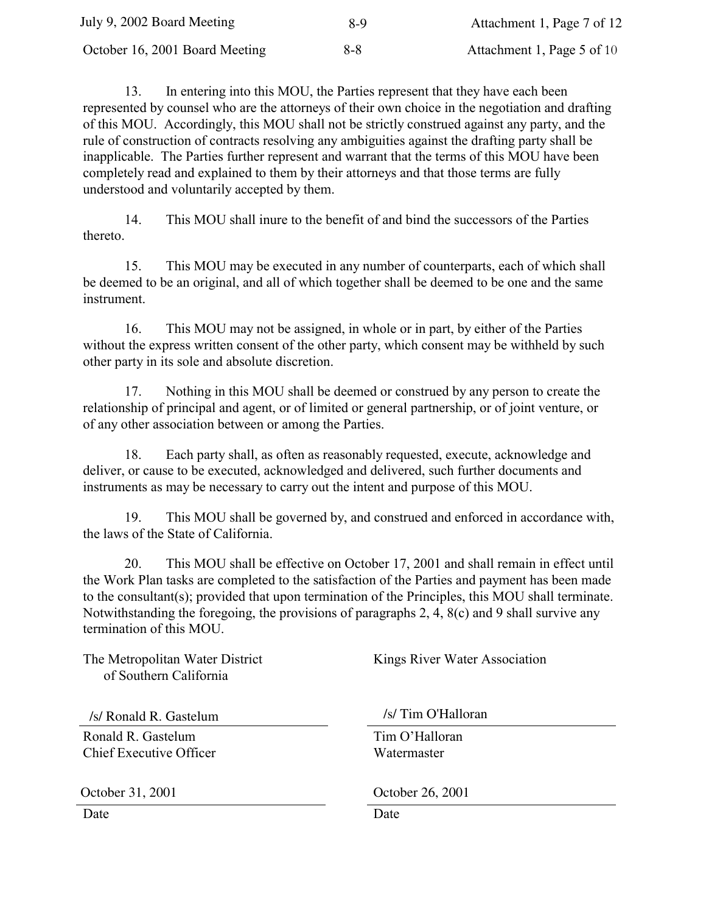13. In entering into this MOU, the Parties represent that they have each been represented by counsel who are the attorneys of their own choice in the negotiation and drafting of this MOU. Accordingly, this MOU shall not be strictly construed against any party, and the rule of construction of contracts resolving any ambiguities against the drafting party shall be inapplicable. The Parties further represent and warrant that the terms of this MOU have been completely read and explained to them by their attorneys and that those terms are fully understood and voluntarily accepted by them.

14. This MOU shall inure to the benefit of and bind the successors of the Parties thereto.

15. This MOU may be executed in any number of counterparts, each of which shall be deemed to be an original, and all of which together shall be deemed to be one and the same instrument.

16. This MOU may not be assigned, in whole or in part, by either of the Parties without the express written consent of the other party, which consent may be withheld by such other party in its sole and absolute discretion.

17. Nothing in this MOU shall be deemed or construed by any person to create the relationship of principal and agent, or of limited or general partnership, or of joint venture, or of any other association between or among the Parties.

18. Each party shall, as often as reasonably requested, execute, acknowledge and deliver, or cause to be executed, acknowledged and delivered, such further documents and instruments as may be necessary to carry out the intent and purpose of this MOU.

19. This MOU shall be governed by, and construed and enforced in accordance with, the laws of the State of California.

20. This MOU shall be effective on October 17, 2001 and shall remain in effect until the Work Plan tasks are completed to the satisfaction of the Parties and payment has been made to the consultant(s); provided that upon termination of the Principles, this MOU shall terminate. Notwithstanding the foregoing, the provisions of paragraphs 2, 4, 8(c) and 9 shall survive any termination of this MOU.

The Metropolitan Water District of Southern California

/s/ Ronald R. Gastelum

Ronald R. Gastelum
Chief Executive Officer

October 31, 2001

Date

Kings River Water Association

/s/ Tim O'Halloran

Tim O'Halloran
Watermaster

October 26, 2001

Date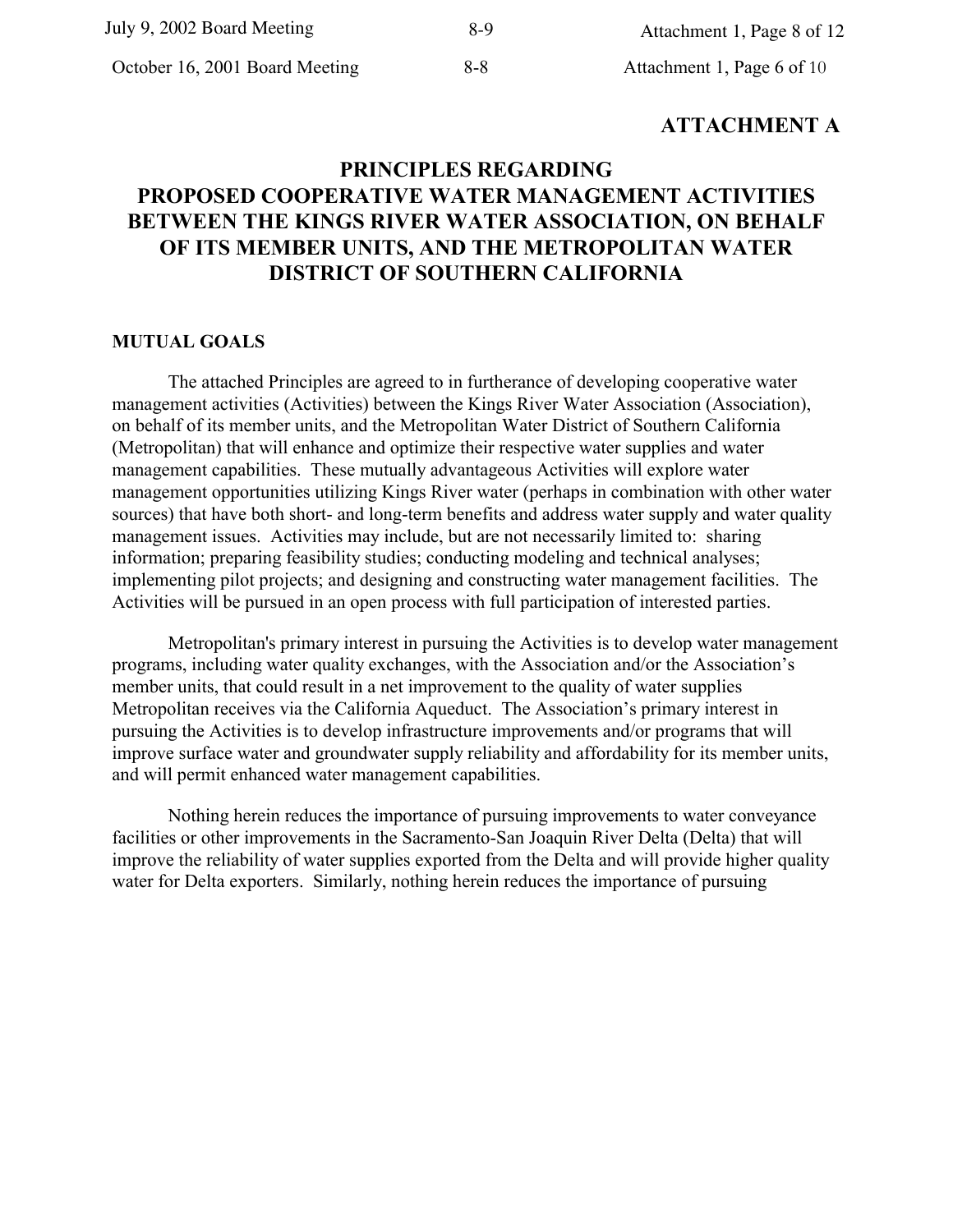**ATTACHMENT A**

# PRINCIPLES REGARDING PROPOSED COOPERATIVE WATER MANAGEMENT ACTIVITIES BETWEEN THE KINGS RIVER WATER ASSOCIATION, ON BEHALF OF ITS MEMBER UNITS, AND THE METROPOLITAN WATER DISTRICT OF SOUTHERN CALIFORNIA

## MUTUAL GOALS

The attached Principles are agreed to in furtherance of developing cooperative water management activities (Activities) between the Kings River Water Association (Association), on behalf of its member units, and the Metropolitan Water District of Southern California (Metropolitan) that will enhance and optimize their respective water supplies and water management capabilities. These mutually advantageous Activities will explore water management opportunities utilizing Kings River water (perhaps in combination with other water sources) that have both short- and long-term benefits and address water supply and water quality management issues. Activities may include, but are not necessarily limited to: sharing information; preparing feasibility studies; conducting modeling and technical analyses; implementing pilot projects; and designing and constructing water management facilities. The Activities will be pursued in an open process with full participation of interested parties.

Metropolitan's primary interest in pursuing the Activities is to develop water management programs, including water quality exchanges, with the Association and/or the Association's member units, that could result in a net improvement to the quality of water supplies Metropolitan receives via the California Aqueduct. The Association's primary interest in pursuing the Activities is to develop infrastructure improvements and/or programs that will improve surface water and groundwater supply reliability and affordability for its member units, and will permit enhanced water management capabilities.

Nothing herein reduces the importance of pursuing improvements to water conveyance facilities or other improvements in the Sacramento-San Joaquin River Delta (Delta) that will improve the reliability of water supplies exported from the Delta and will provide higher quality water for Delta exporters. Similarly, nothing herein reduces the importance of pursuing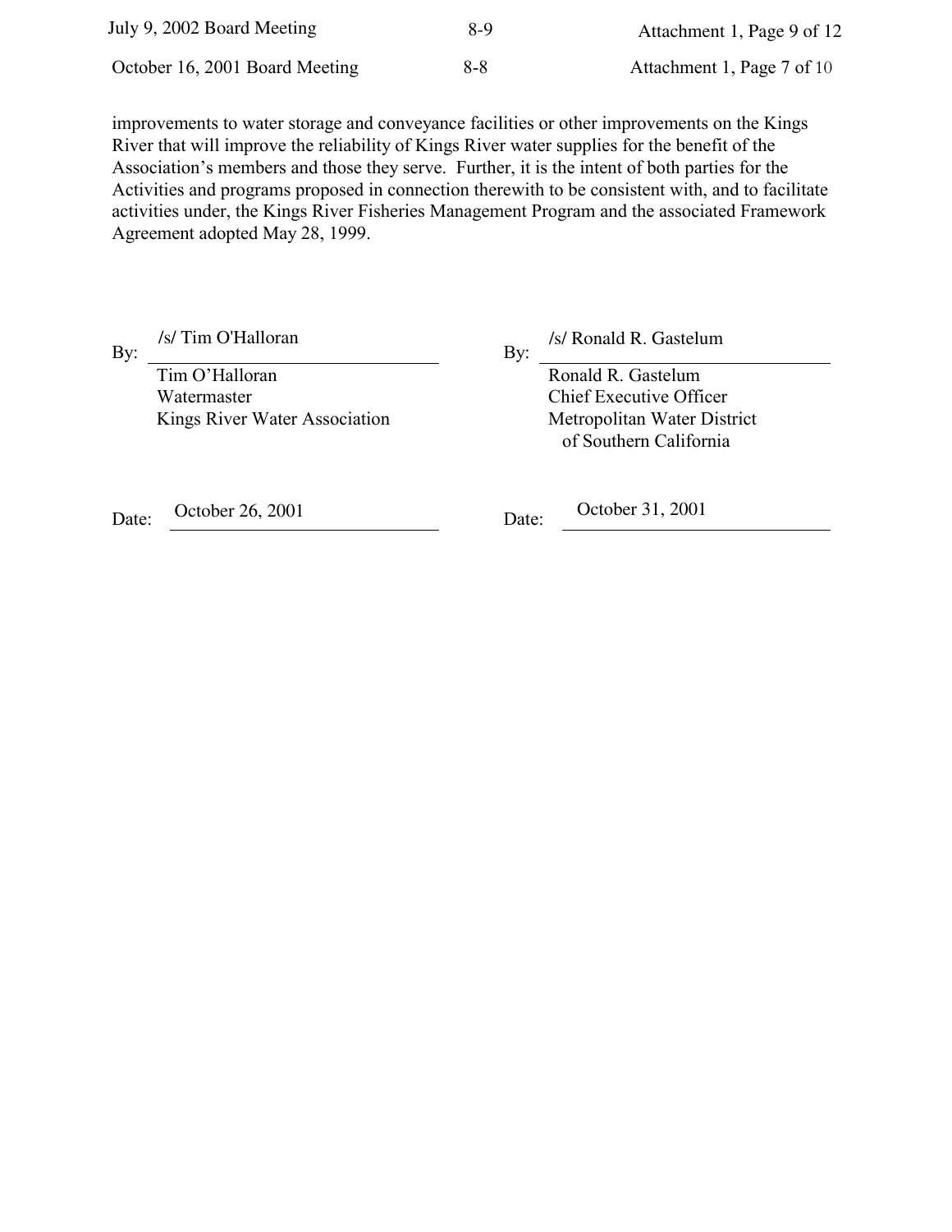improvements to water storage and conveyance facilities or other improvements on the Kings River that will improve the reliability of Kings River water supplies for the benefit of the Association's members and those they serve. Further, it is the intent of both parties for the Activities and programs proposed in connection therewith to be consistent with, and to facilitate activities under, the Kings River Fisheries Management Program and the associated Framework Agreement adopted May 28, 1999.

By: /s/ Tim O'Halloran
Tim O'Halloran
Watermaster
Kings River Water Association

Date: October 26, 2001

By: /s/ Ronald R. Gastelum
Ronald R. Gastelum
Chief Executive Officer
Metropolitan Water District of Southern California

Date: October 31, 2001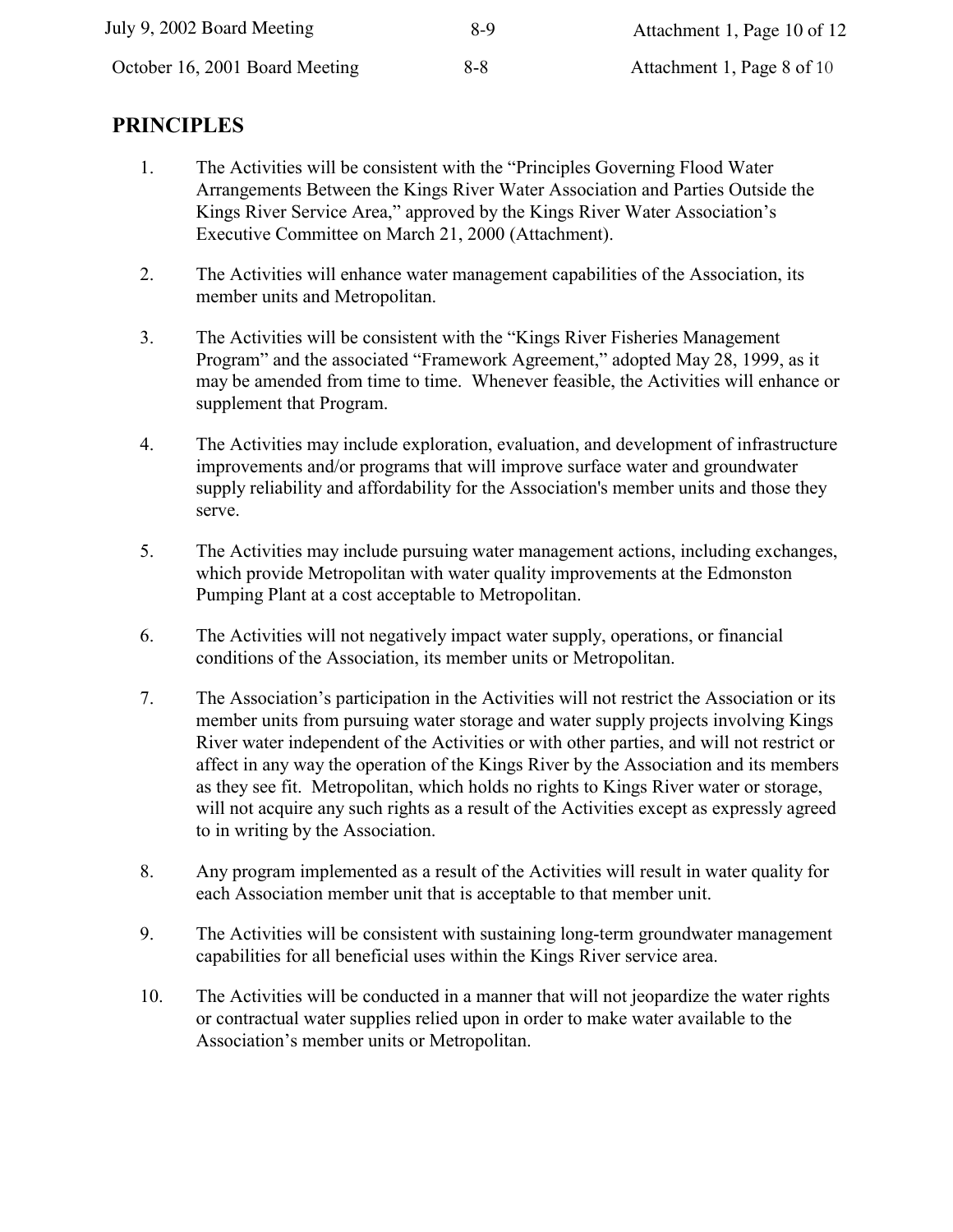## PRINCIPLES

1. The Activities will be consistent with the "Principles Governing Flood Water Arrangements Between the Kings River Water Association and Parties Outside the Kings River Service Area," approved by the Kings River Water Association's Executive Committee on March 21, 2000 (Attachment).

2. The Activities will enhance water management capabilities of the Association, its member units and Metropolitan.

3. The Activities will be consistent with the "Kings River Fisheries Management Program" and the associated "Framework Agreement," adopted May 28, 1999, as it may be amended from time to time. Whenever feasible, the Activities will enhance or supplement that Program.

4. The Activities may include exploration, evaluation, and development of infrastructure improvements and/or programs that will improve surface water and groundwater supply reliability and affordability for the Association's member units and those they serve.

5. The Activities may include pursuing water management actions, including exchanges, which provide Metropolitan with water quality improvements at the Edmonston Pumping Plant at a cost acceptable to Metropolitan.

6. The Activities will not negatively impact water supply, operations, or financial conditions of the Association, its member units or Metropolitan.

7. The Association's participation in the Activities will not restrict the Association or its member units from pursuing water storage and water supply projects involving Kings River water independent of the Activities or with other parties, and will not restrict or affect in any way the operation of the Kings River by the Association and its members as they see fit. Metropolitan, which holds no rights to Kings River water or storage, will not acquire any such rights as a result of the Activities except as expressly agreed to in writing by the Association.

8. Any program implemented as a result of the Activities will result in water quality for each Association member unit that is acceptable to that member unit.

9. The Activities will be consistent with sustaining long-term groundwater management capabilities for all beneficial uses within the Kings River service area.

10. The Activities will be conducted in a manner that will not jeopardize the water rights or contractual water supplies relied upon in order to make water available to the Association's member units or Metropolitan.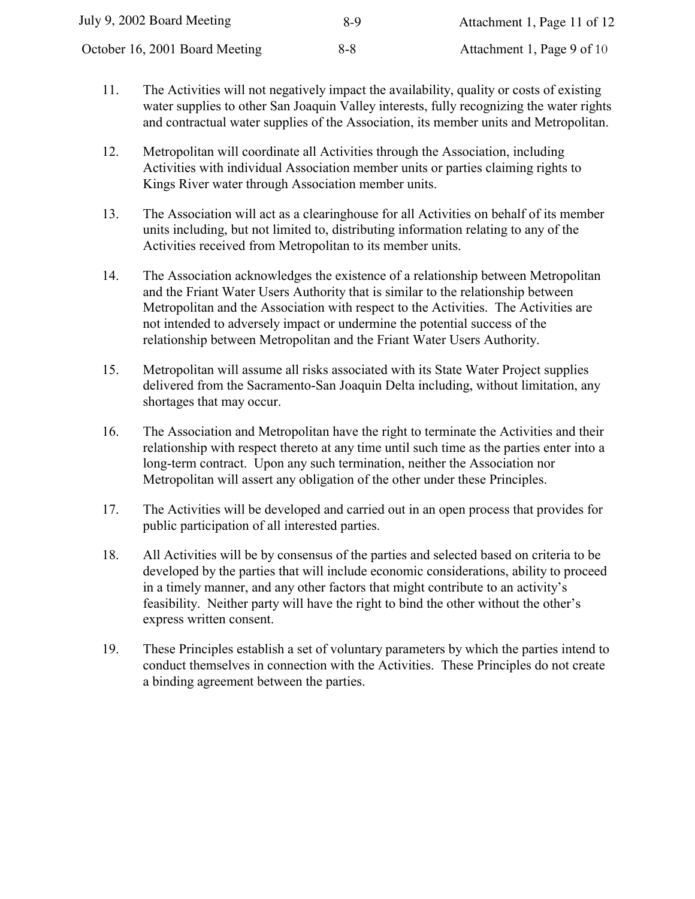11. The Activities will not negatively impact the availability, quality or costs of existing water supplies to other San Joaquin Valley interests, fully recognizing the water rights and contractual water supplies of the Association, its member units and Metropolitan.

12. Metropolitan will coordinate all Activities through the Association, including Activities with individual Association member units or parties claiming rights to Kings River water through Association member units.

13. The Association will act as a clearinghouse for all Activities on behalf of its member units including, but not limited to, distributing information relating to any of the Activities received from Metropolitan to its member units.

14. The Association acknowledges the existence of a relationship between Metropolitan and the Friant Water Users Authority that is similar to the relationship between Metropolitan and the Association with respect to the Activities. The Activities are not intended to adversely impact or undermine the potential success of the relationship between Metropolitan and the Friant Water Users Authority.

15. Metropolitan will assume all risks associated with its State Water Project supplies delivered from the Sacramento-San Joaquin Delta including, without limitation, any shortages that may occur.

16. The Association and Metropolitan have the right to terminate the Activities and their relationship with respect thereto at any time until such time as the parties enter into a long-term contract. Upon any such termination, neither the Association nor Metropolitan will assert any obligation of the other under these Principles.

17. The Activities will be developed and carried out in an open process that provides for public participation of all interested parties.

18. All Activities will be by consensus of the parties and selected based on criteria to be developed by the parties that will include economic considerations, ability to proceed in a timely manner, and any other factors that might contribute to an activity's feasibility. Neither party will have the right to bind the other without the other's express written consent.

19. These Principles establish a set of voluntary parameters by which the parties intend to conduct themselves in connection with the Activities. These Principles do not create a binding agreement between the parties.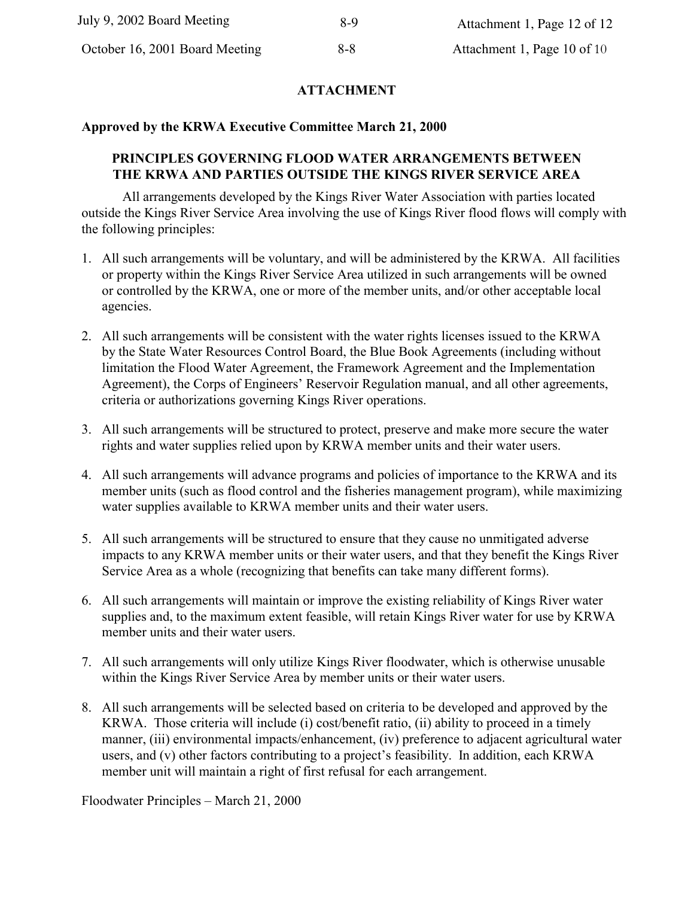## ATTACHMENT

**Approved by the KRWA Executive Committee March 21, 2000**

### PRINCIPLES GOVERNING FLOOD WATER ARRANGEMENTS BETWEEN THE KRWA AND PARTIES OUTSIDE THE KINGS RIVER SERVICE AREA

All arrangements developed by the Kings River Water Association with parties located outside the Kings River Service Area involving the use of Kings River flood flows will comply with the following principles:

1. All such arrangements will be voluntary, and will be administered by the KRWA. All facilities or property within the Kings River Service Area utilized in such arrangements will be owned or controlled by the KRWA, one or more of the member units, and/or other acceptable local agencies.

2. All such arrangements will be consistent with the water rights licenses issued to the KRWA by the State Water Resources Control Board, the Blue Book Agreements (including without limitation the Flood Water Agreement, the Framework Agreement and the Implementation Agreement), the Corps of Engineers' Reservoir Regulation manual, and all other agreements, criteria or authorizations governing Kings River operations.

3. All such arrangements will be structured to protect, preserve and make more secure the water rights and water supplies relied upon by KRWA member units and their water users.

4. All such arrangements will advance programs and policies of importance to the KRWA and its member units (such as flood control and the fisheries management program), while maximizing water supplies available to KRWA member units and their water users.

5. All such arrangements will be structured to ensure that they cause no unmitigated adverse impacts to any KRWA member units or their water users, and that they benefit the Kings River Service Area as a whole (recognizing that benefits can take many different forms).

6. All such arrangements will maintain or improve the existing reliability of Kings River water supplies and, to the maximum extent feasible, will retain Kings River water for use by KRWA member units and their water users.

7. All such arrangements will only utilize Kings River floodwater, which is otherwise unusable within the Kings River Service Area by member units or their water users.

8. All such arrangements will be selected based on criteria to be developed and approved by the KRWA. Those criteria will include (i) cost/benefit ratio, (ii) ability to proceed in a timely manner, (iii) environmental impacts/enhancement, (iv) preference to adjacent agricultural water users, and (v) other factors contributing to a project's feasibility. In addition, each KRWA member unit will maintain a right of first refusal for each arrangement.

Floodwater Principles – March 21, 2000